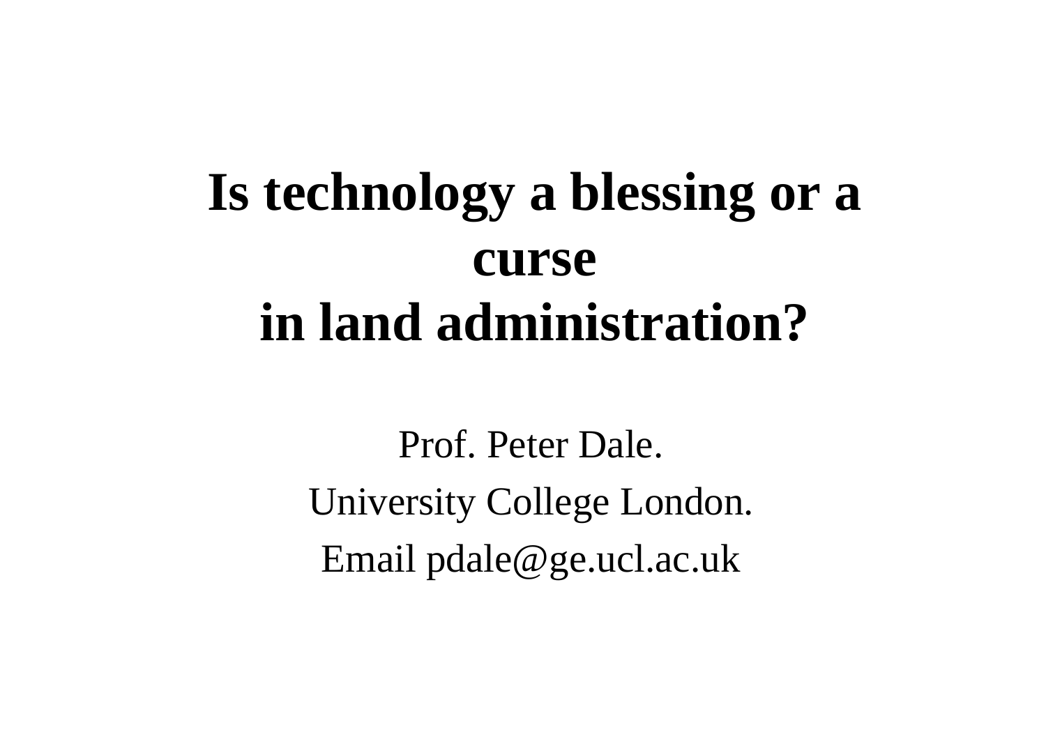# Is technology a blessing or a curse in land administration?

Prof. Peter Dale.

University College London.

Email pdale@ge.ucl.ac.uk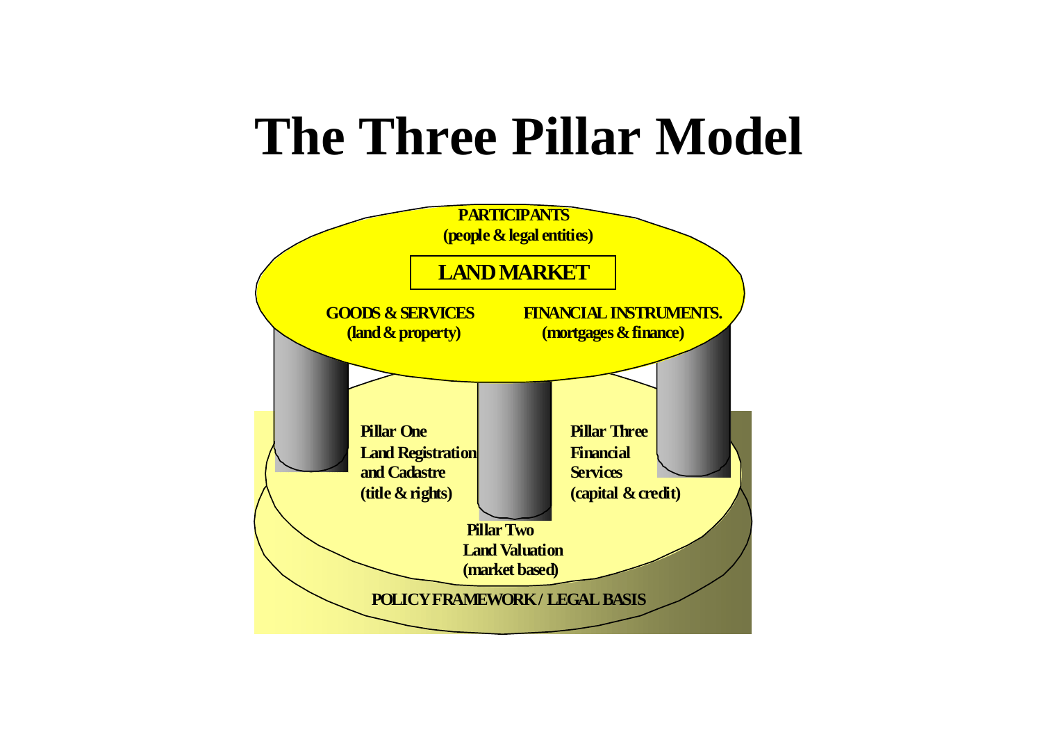# The Three Pillar Model

PARTICIPANTS
(people & legal entities)

LAND MARKET

GOODS & SERVICES
(land & property)

FINANCIAL INSTRUMENTS.
(mortgages & finance)

Pillar One
Land Registration and Cadastre
(title & rights)

Pillar Two
Land Valuation
(market based)

Pillar Three
Financial Services
(capital & credit)

POLICY FRAMEWORK / LEGAL BASIS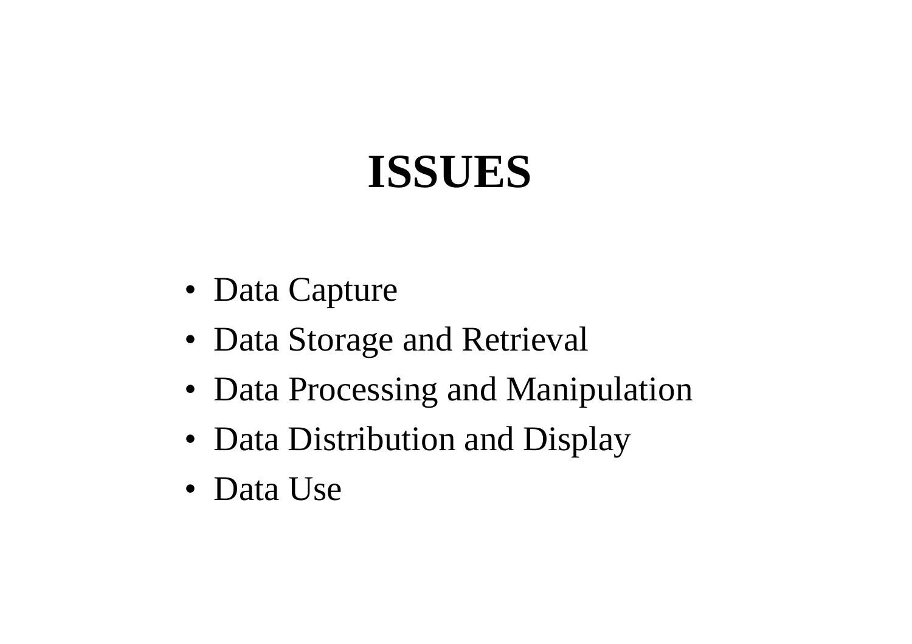# ISSUES

- Data Capture
- Data Storage and Retrieval
- Data Processing and Manipulation
- Data Distribution and Display
- Data Use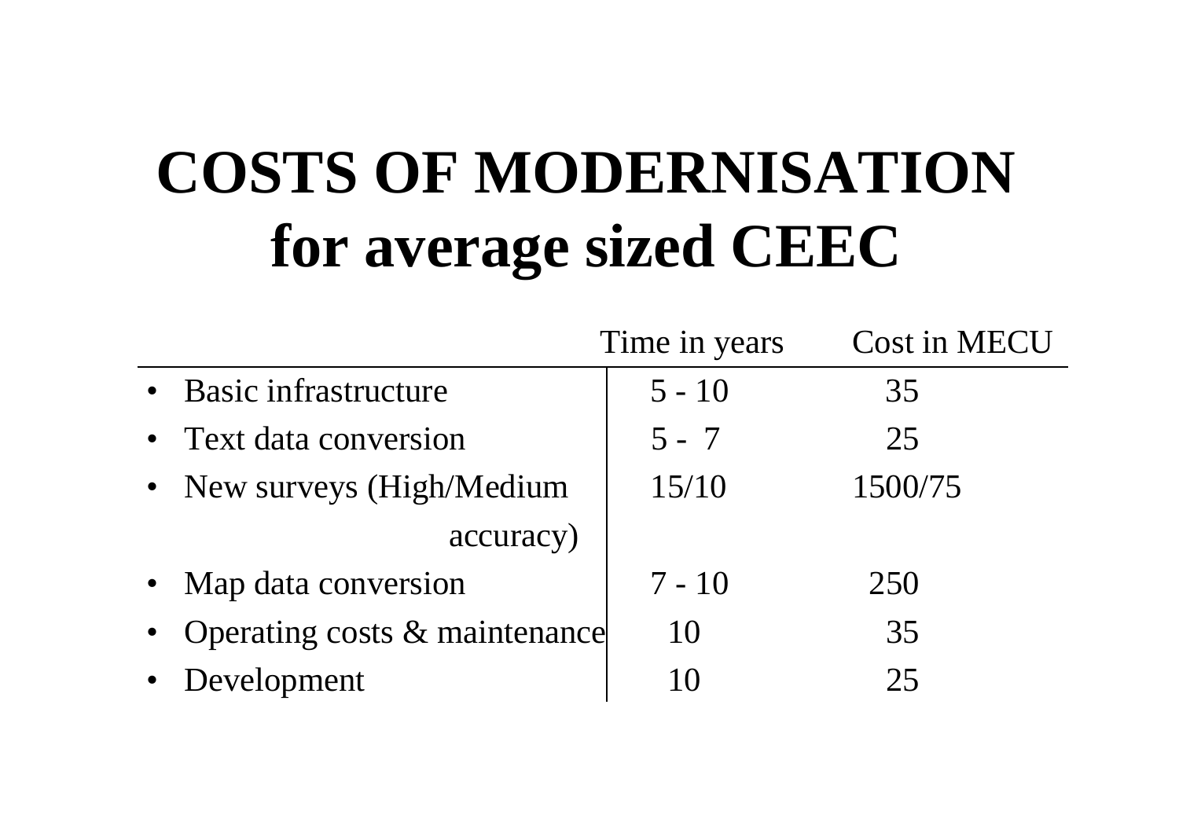# COSTS OF MODERNISATION for average sized CEEC

| | Time in years | Cost in MECU |
|---|---|---|
| • Basic infrastructure | 5 - 10 | 35 |
| • Text data conversion | 5 - 7 | 25 |
| • New surveys (High/Medium accuracy) | 15/10 | 1500/75 |
| • Map data conversion | 7 - 10 | 250 |
| • Operating costs & maintenance | 10 | 35 |
| • Development | 10 | 25 |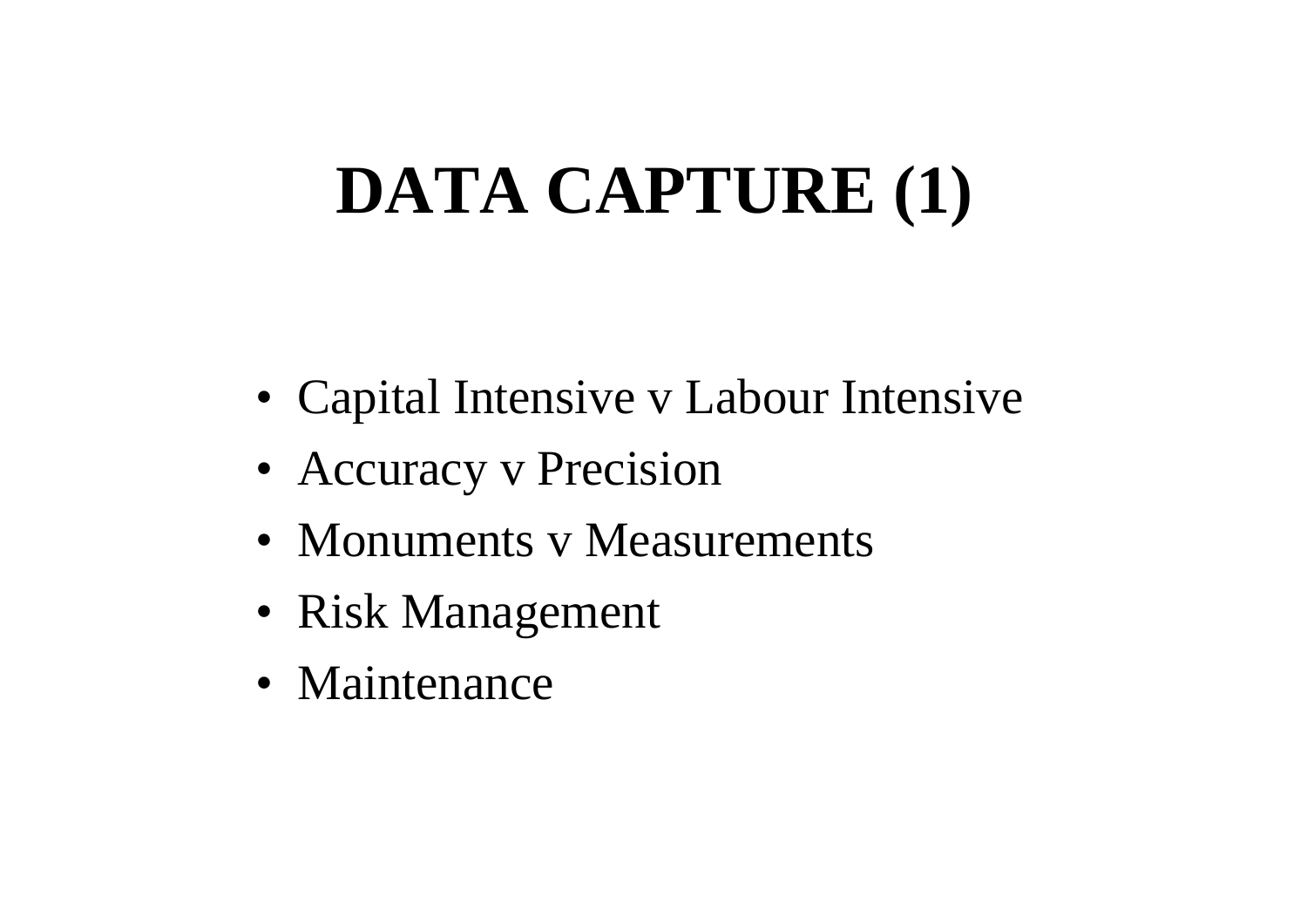# DATA CAPTURE (1)

- Capital Intensive v Labour Intensive
- Accuracy v Precision
- Monuments v Measurements
- Risk Management
- Maintenance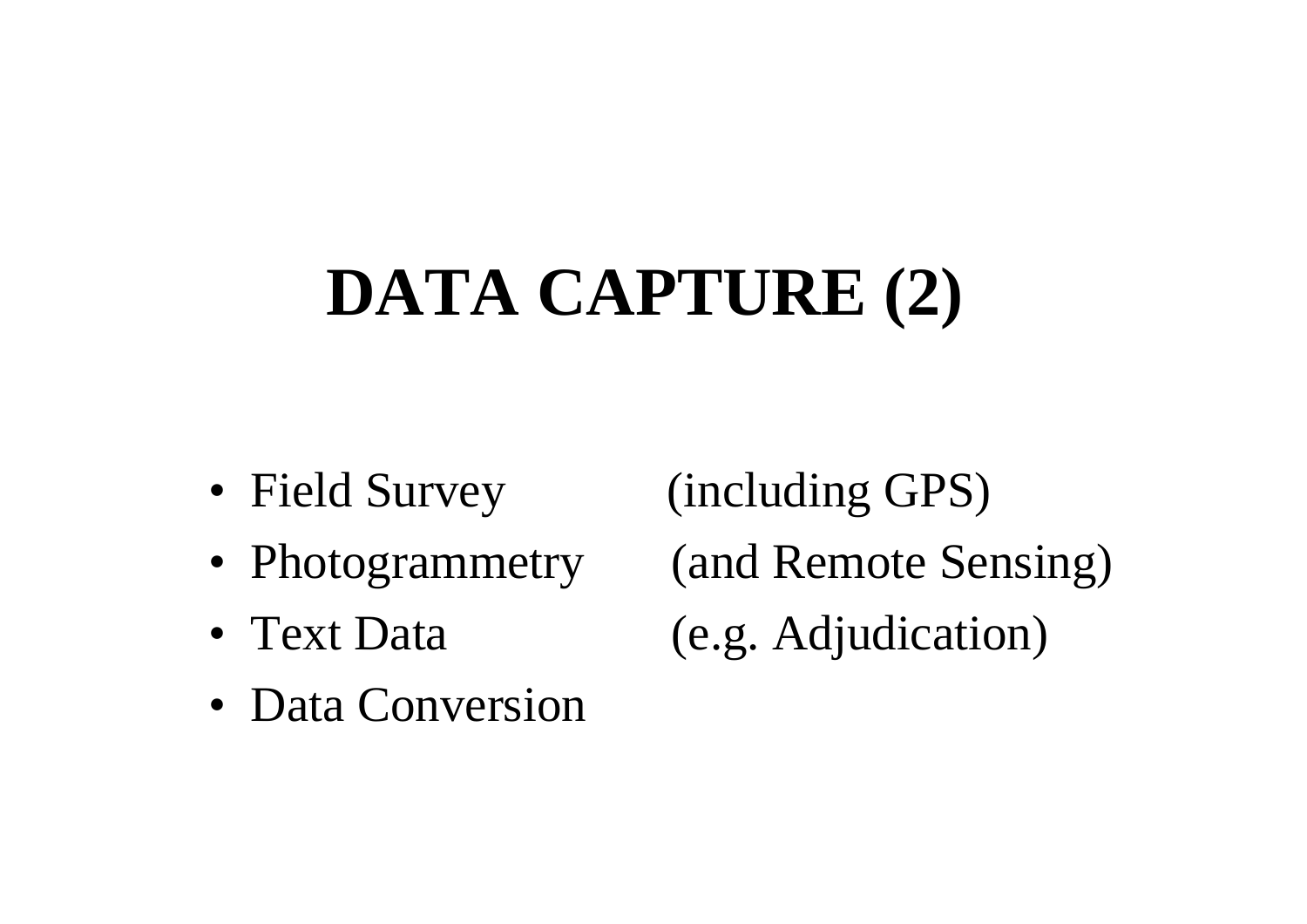# DATA CAPTURE (2)

- Field Survey (including GPS)
- Photogrammetry (and Remote Sensing)
- Text Data (e.g. Adjudication)
- Data Conversion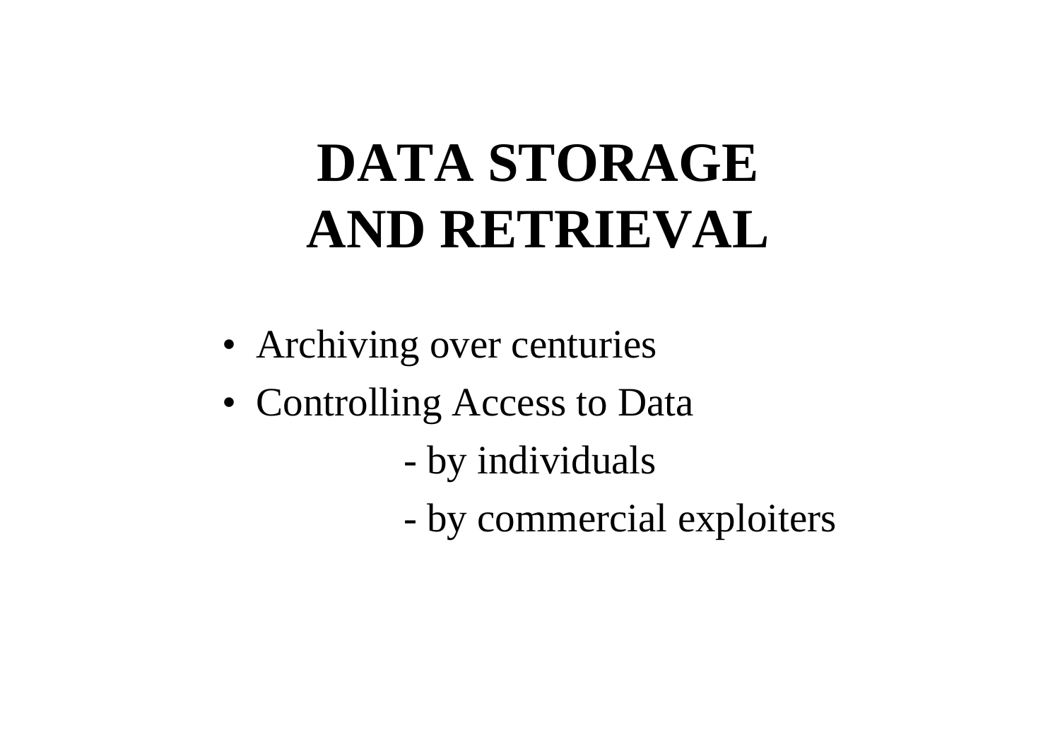# DATA STORAGE AND RETRIEVAL

- Archiving over centuries
- Controlling Access to Data
    - by individuals
    - by commercial exploiters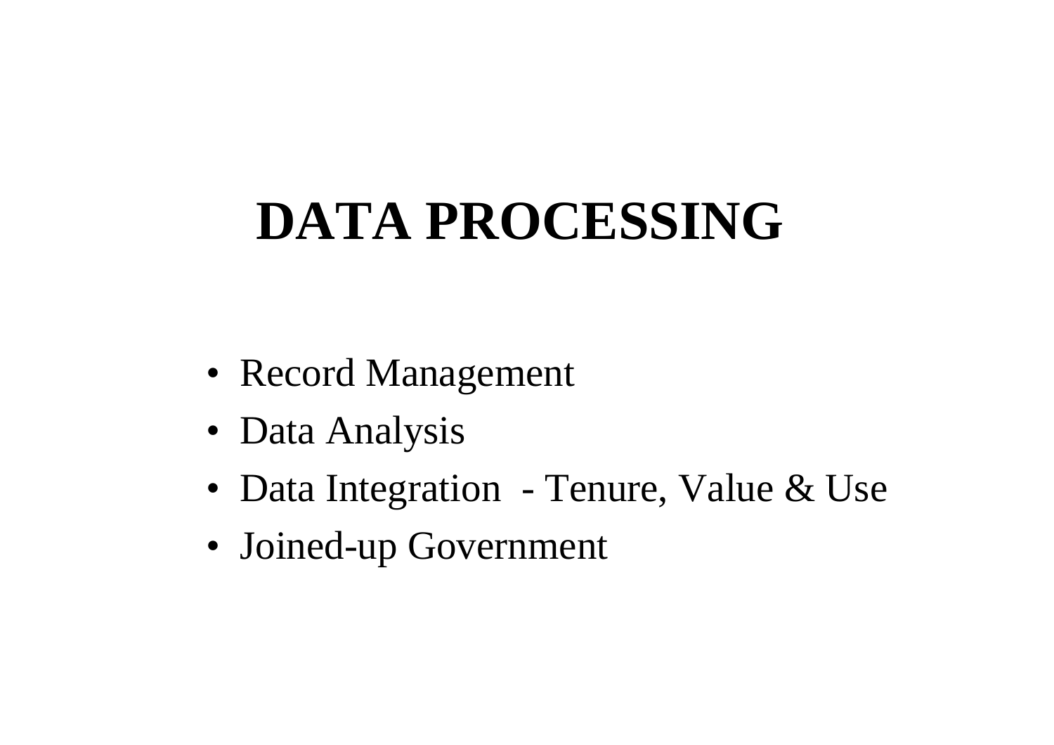# DATA PROCESSING

- Record Management
- Data Analysis
- Data Integration - Tenure, Value & Use
- Joined-up Government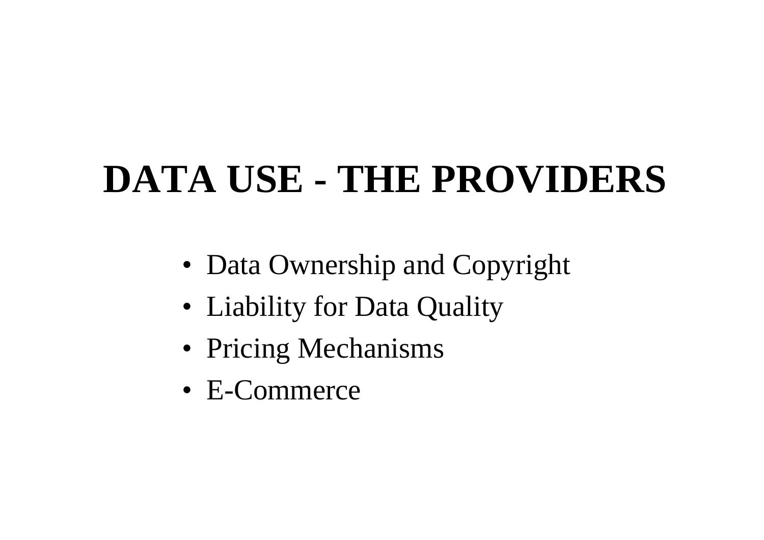# DATA USE - THE PROVIDERS

- Data Ownership and Copyright
- Liability for Data Quality
- Pricing Mechanisms
- E-Commerce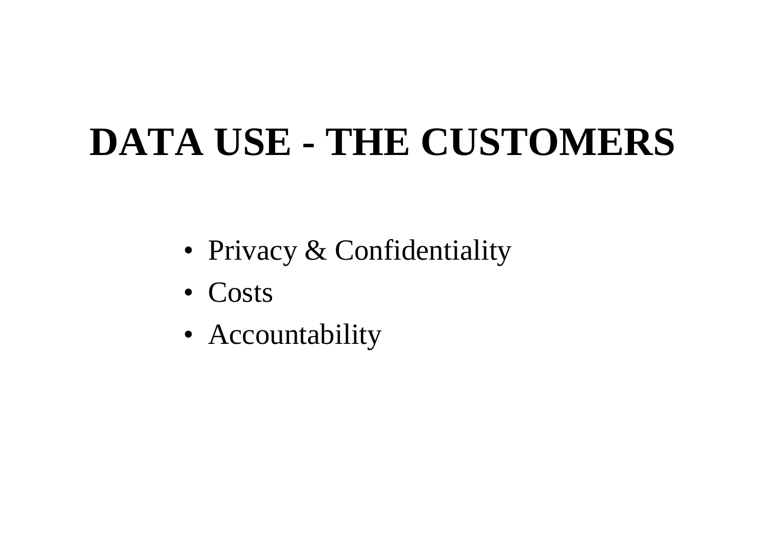# DATA USE - THE CUSTOMERS

- Privacy & Confidentiality
- Costs
- Accountability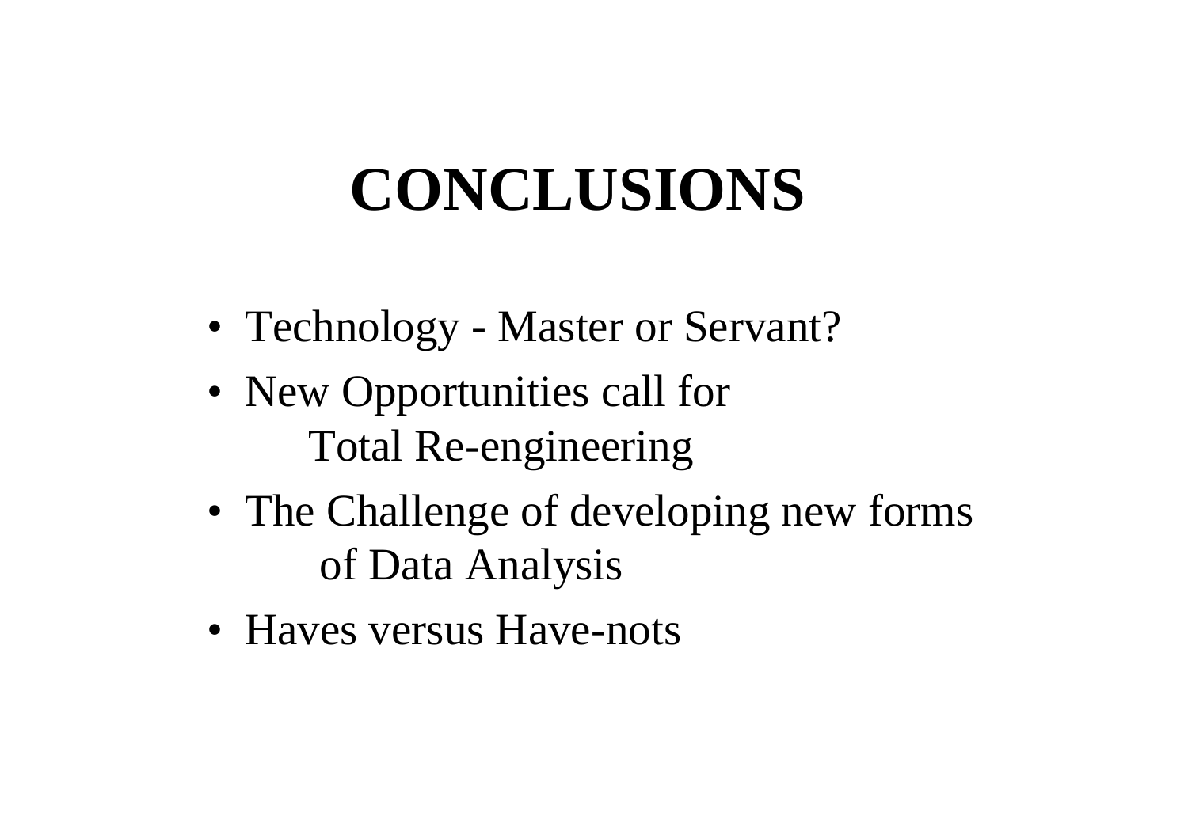# CONCLUSIONS

- Technology - Master or Servant?
- New Opportunities call for Total Re-engineering
- The Challenge of developing new forms of Data Analysis
- Haves versus Have-nots